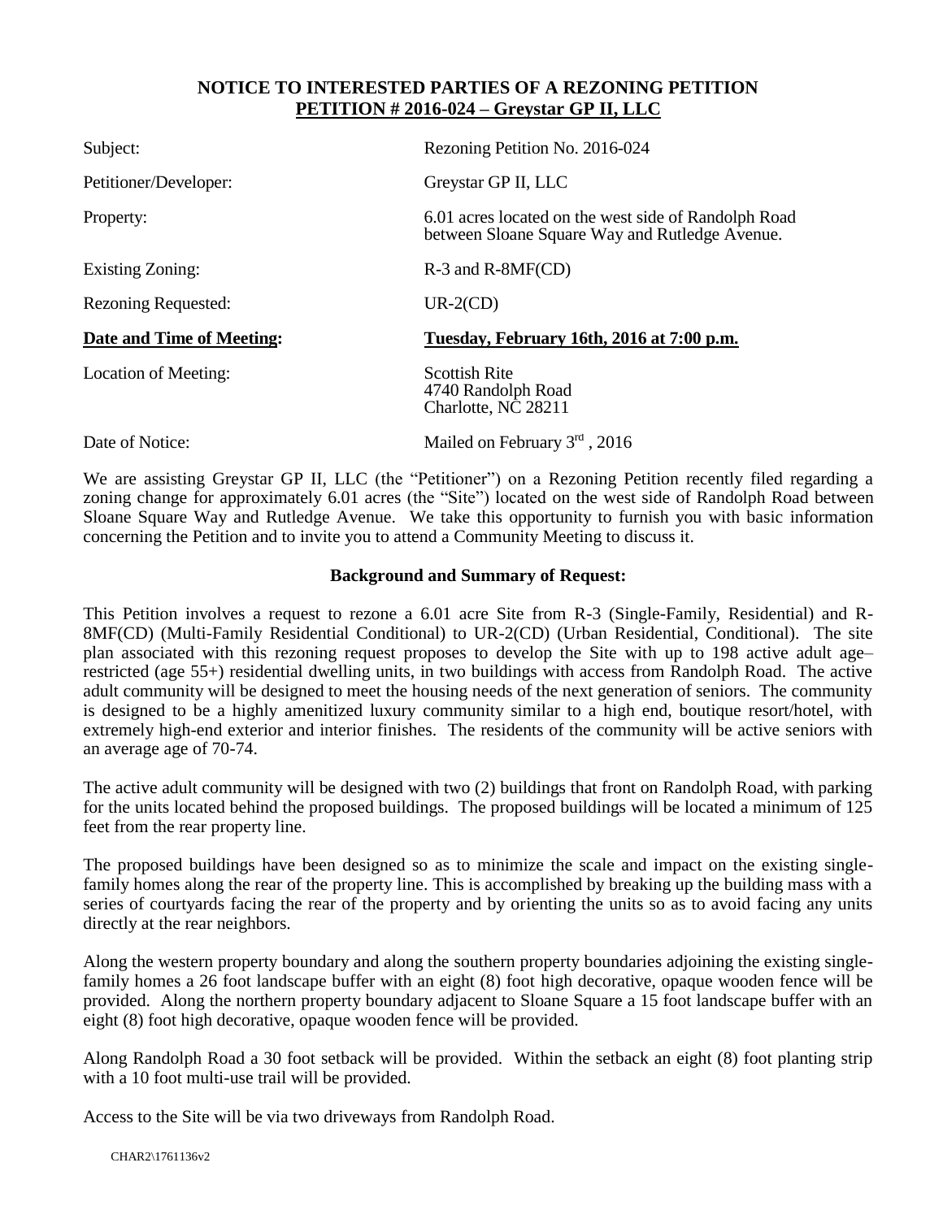# NOTICE TO INTERESTED PARTIES OF A REZONING PETITION

## PETITION # 2016-024 – Greystar GP II, LLC

| | |
|---|---|
| Subject: | Rezoning Petition No. 2016-024 |
| Petitioner/Developer: | Greystar GP II, LLC |
| Property: | 6.01 acres located on the west side of Randolph Road between Sloane Square Way and Rutledge Avenue. |
| Existing Zoning: | R-3 and R-8MF(CD) |
| Rezoning Requested: | UR-2(CD) |
| **Date and Time of Meeting:** | **Tuesday, February 16th, 2016 at 7:00 p.m.** |
| Location of Meeting: | Scottish Rite<br>4740 Randolph Road<br>Charlotte, NC 28211 |
| Date of Notice: | Mailed on February 3rd , 2016 |

We are assisting Greystar GP II, LLC (the "Petitioner") on a Rezoning Petition recently filed regarding a zoning change for approximately 6.01 acres (the "Site") located on the west side of Randolph Road between Sloane Square Way and Rutledge Avenue. We take this opportunity to furnish you with basic information concerning the Petition and to invite you to attend a Community Meeting to discuss it.

### Background and Summary of Request:

This Petition involves a request to rezone a 6.01 acre Site from R-3 (Single-Family, Residential) and R-8MF(CD) (Multi-Family Residential Conditional) to UR-2(CD) (Urban Residential, Conditional). The site plan associated with this rezoning request proposes to develop the Site with up to 198 active adult age–restricted (age 55+) residential dwelling units, in two buildings with access from Randolph Road. The active adult community will be designed to meet the housing needs of the next generation of seniors. The community is designed to be a highly amenitized luxury community similar to a high end, boutique resort/hotel, with extremely high-end exterior and interior finishes. The residents of the community will be active seniors with an average age of 70-74.

The active adult community will be designed with two (2) buildings that front on Randolph Road, with parking for the units located behind the proposed buildings. The proposed buildings will be located a minimum of 125 feet from the rear property line.

The proposed buildings have been designed so as to minimize the scale and impact on the existing single-family homes along the rear of the property line. This is accomplished by breaking up the building mass with a series of courtyards facing the rear of the property and by orienting the units so as to avoid facing any units directly at the rear neighbors.

Along the western property boundary and along the southern property boundaries adjoining the existing single-family homes a 26 foot landscape buffer with an eight (8) foot high decorative, opaque wooden fence will be provided. Along the northern property boundary adjacent to Sloane Square a 15 foot landscape buffer with an eight (8) foot high decorative, opaque wooden fence will be provided.

Along Randolph Road a 30 foot setback will be provided. Within the setback an eight (8) foot planting strip with a 10 foot multi-use trail will be provided.

Access to the Site will be via two driveways from Randolph Road.

CHAR2\1761136v2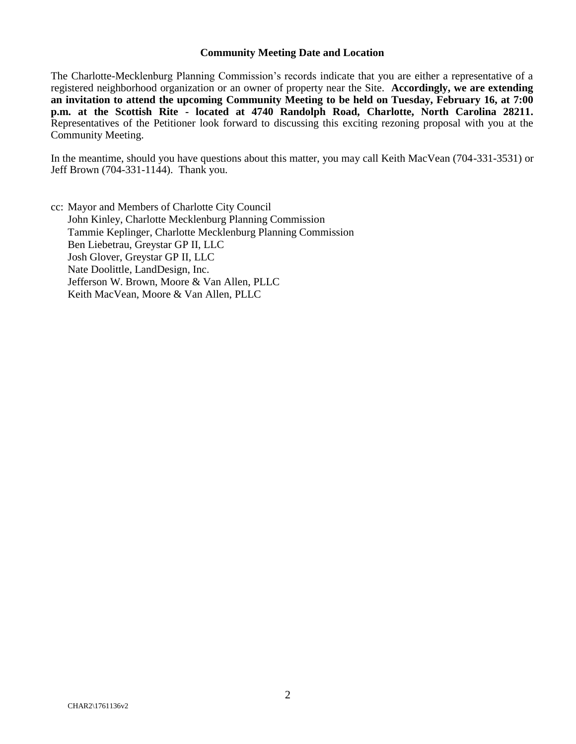**Community Meeting Date and Location**

The Charlotte-Mecklenburg Planning Commission's records indicate that you are either a representative of a registered neighborhood organization or an owner of property near the Site. **Accordingly, we are extending an invitation to attend the upcoming Community Meeting to be held on Tuesday, February 16, at 7:00 p.m. at the Scottish Rite - located at 4740 Randolph Road, Charlotte, North Carolina 28211.** Representatives of the Petitioner look forward to discussing this exciting rezoning proposal with you at the Community Meeting.

In the meantime, should you have questions about this matter, you may call Keith MacVean (704-331-3531) or Jeff Brown (704-331-1144). Thank you.

cc: Mayor and Members of Charlotte City Council
John Kinley, Charlotte Mecklenburg Planning Commission
Tammie Keplinger, Charlotte Mecklenburg Planning Commission
Ben Liebetrau, Greystar GP II, LLC
Josh Glover, Greystar GP II, LLC
Nate Doolittle, LandDesign, Inc.
Jefferson W. Brown, Moore & Van Allen, PLLC
Keith MacVean, Moore & Van Allen, PLLC

CHAR2\1761136v2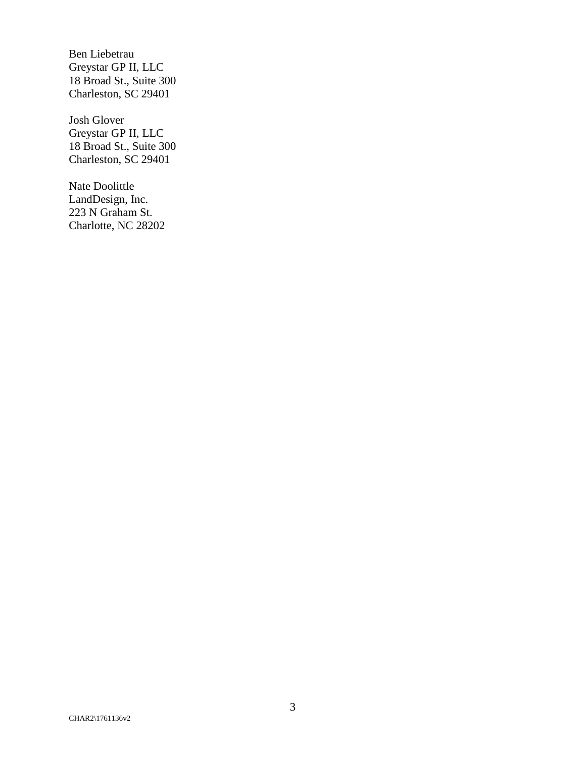Ben Liebetrau  
Greystar GP II, LLC  
18 Broad St., Suite 300  
Charleston, SC 29401

Josh Glover  
Greystar GP II, LLC  
18 Broad St., Suite 300  
Charleston, SC 29401

Nate Doolittle  
LandDesign, Inc.  
223 N Graham St.  
Charlotte, NC 28202

CHAR2\1761136v2